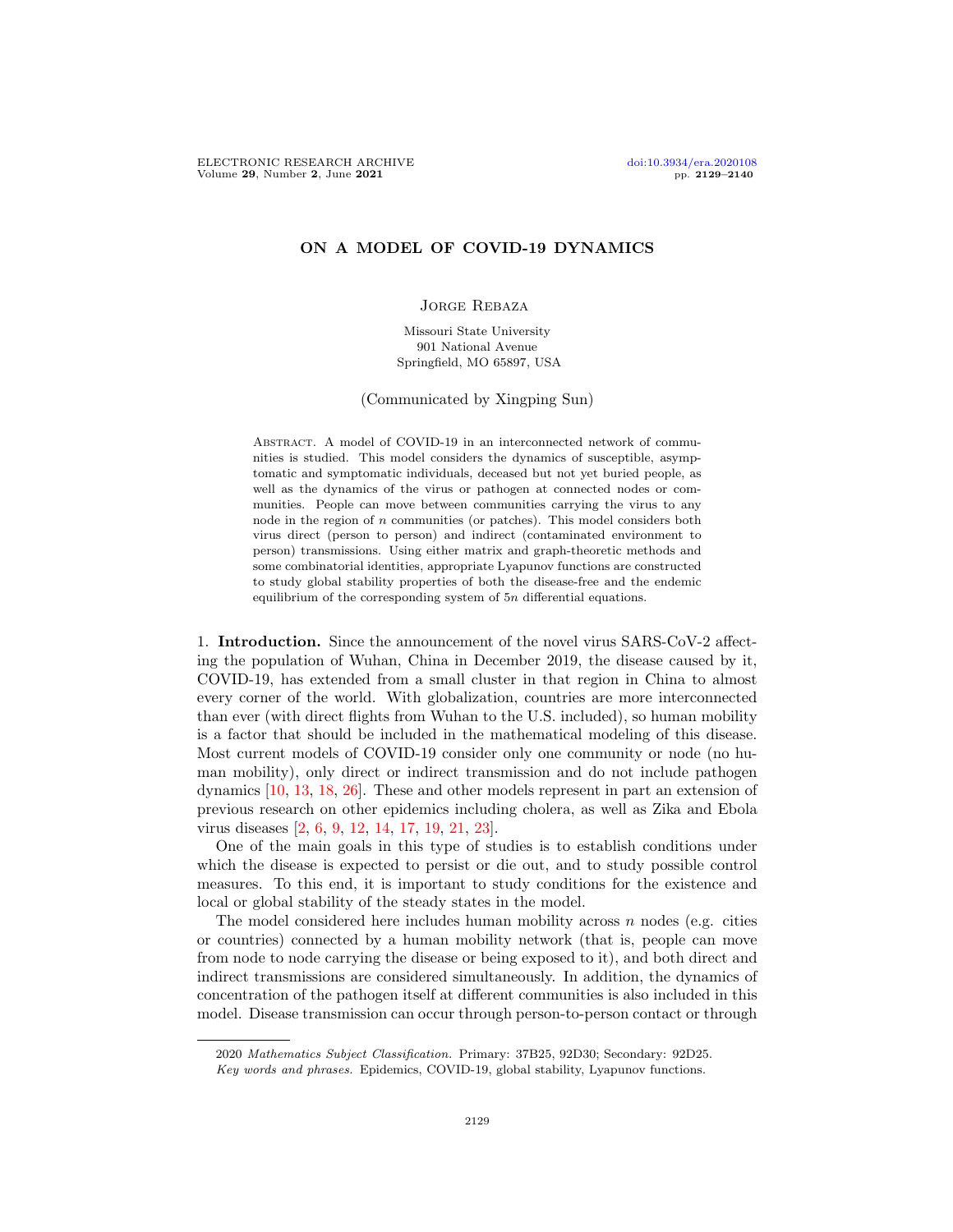# ON A MODEL OF COVID-19 DYNAMICS

Jorge Rebaza

Missouri State University
901 National Avenue
Springfield, MO 65897, USA

(Communicated by Xingping Sun)

Abstract. A model of COVID-19 in an interconnected network of communities is studied. This model considers the dynamics of susceptible, asymptomatic and symptomatic individuals, deceased but not yet buried people, as well as the dynamics of the virus or pathogen at connected nodes or communities. People can move between communities carrying the virus to any node in the region of $n$ communities (or patches). This model considers both virus direct (person to person) and indirect (contaminated environment to person) transmissions. Using either matrix and graph-theoretic methods and some combinatorial identities, appropriate Lyapunov functions are constructed to study global stability properties of both the disease-free and the endemic equilibrium of the corresponding system of $5n$ differential equations.

## 1. Introduction.

Since the announcement of the novel virus SARS-CoV-2 affecting the population of Wuhan, China in December 2019, the disease caused by it, COVID-19, has extended from a small cluster in that region in China to almost every corner of the world. With globalization, countries are more interconnected than ever (with direct flights from Wuhan to the U.S. included), so human mobility is a factor that should be included in the mathematical modeling of this disease. Most current models of COVID-19 consider only one community or node (no human mobility), only direct or indirect transmission and do not include pathogen dynamics [10, 13, 18, 26]. These and other models represent in part an extension of previous research on other epidemics including cholera, as well as Zika and Ebola virus diseases [2, 6, 9, 12, 14, 17, 19, 21, 23].

One of the main goals in this type of studies is to establish conditions under which the disease is expected to persist or die out, and to study possible control measures. To this end, it is important to study conditions for the existence and local or global stability of the steady states in the model.

The model considered here includes human mobility across $n$ nodes (e.g. cities or countries) connected by a human mobility network (that is, people can move from node to node carrying the disease or being exposed to it), and both direct and indirect transmissions are considered simultaneously. In addition, the dynamics of concentration of the pathogen itself at different communities is also included in this model. Disease transmission can occur through person-to-person contact or through

---

2020 *Mathematics Subject Classification.* Primary: 37B25, 92D30; Secondary: 92D25.

*Key words and phrases.* Epidemics, COVID-19, global stability, Lyapunov functions.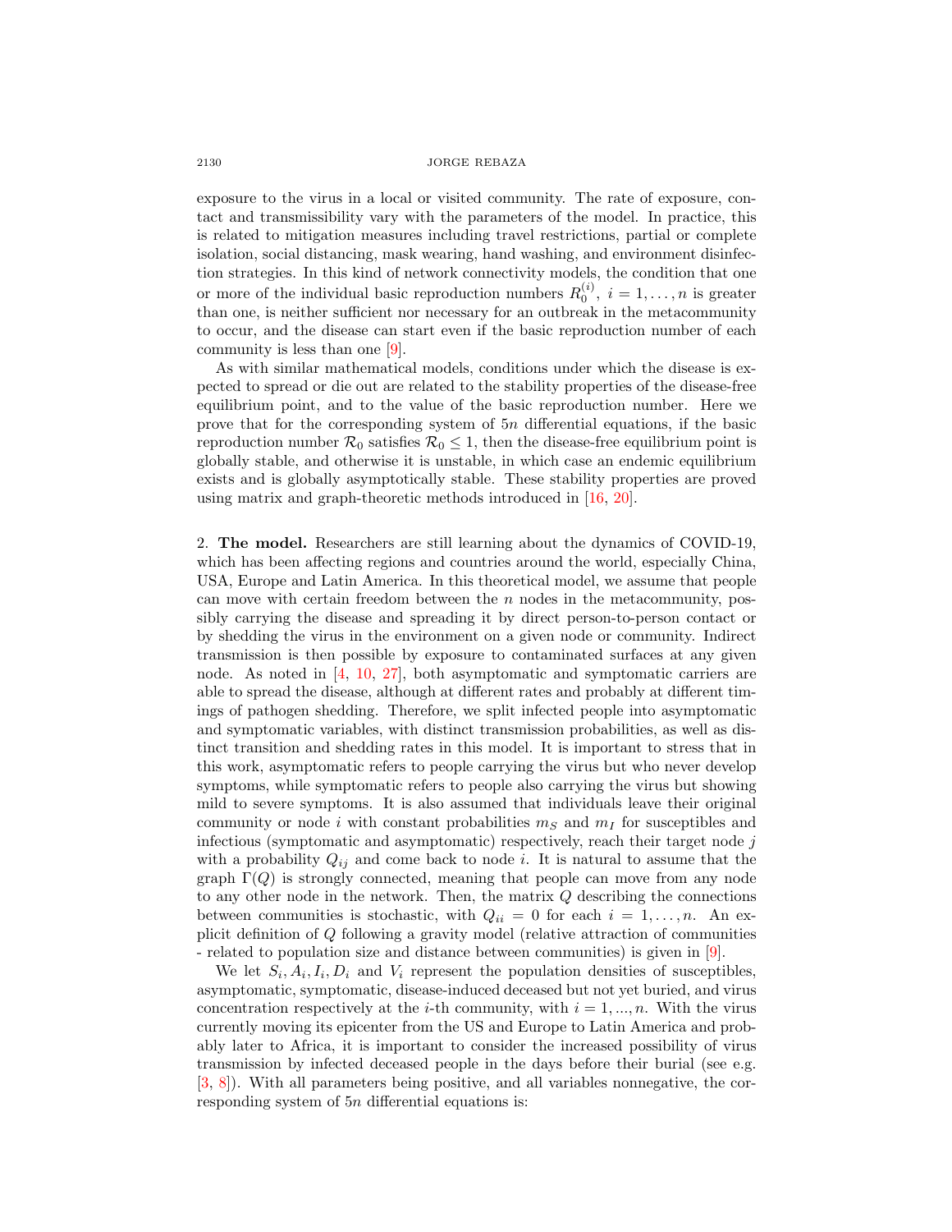exposure to the virus in a local or visited community. The rate of exposure, contact and transmissibility vary with the parameters of the model. In practice, this is related to mitigation measures including travel restrictions, partial or complete isolation, social distancing, mask wearing, hand washing, and environment disinfection strategies. In this kind of network connectivity models, the condition that one or more of the individual basic reproduction numbers $R_0^{(i)}, \ i = 1, \ldots, n$ is greater than one, is neither sufficient nor necessary for an outbreak in the metacommunity to occur, and the disease can start even if the basic reproduction number of each community is less than one [9].

As with similar mathematical models, conditions under which the disease is expected to spread or die out are related to the stability properties of the disease-free equilibrium point, and to the value of the basic reproduction number. Here we prove that for the corresponding system of $5n$ differential equations, if the basic reproduction number $\mathcal{R}_0$ satisfies $\mathcal{R}_0 \leq 1$, then the disease-free equilibrium point is globally stable, and otherwise it is unstable, in which case an endemic equilibrium exists and is globally asymptotically stable. These stability properties are proved using matrix and graph-theoretic methods introduced in [16, 20].

## 2. The model.

Researchers are still learning about the dynamics of COVID-19, which has been affecting regions and countries around the world, especially China, USA, Europe and Latin America. In this theoretical model, we assume that people can move with certain freedom between the $n$ nodes in the metacommunity, possibly carrying the disease and spreading it by direct person-to-person contact or by shedding the virus in the environment on a given node or community. Indirect transmission is then possible by exposure to contaminated surfaces at any given node. As noted in [4, 10, 27], both asymptomatic and symptomatic carriers are able to spread the disease, although at different rates and probably at different timings of pathogen shedding. Therefore, we split infected people into asymptomatic and symptomatic variables, with distinct transmission probabilities, as well as distinct transition and shedding rates in this model. It is important to stress that in this work, asymptomatic refers to people carrying the virus but who never develop symptoms, while symptomatic refers to people also carrying the virus but showing mild to severe symptoms. It is also assumed that individuals leave their original community or node $i$ with constant probabilities $m_S$ and $m_I$ for susceptibles and infectious (symptomatic and asymptomatic) respectively, reach their target node $j$ with a probability $Q_{ij}$ and come back to node $i$. It is natural to assume that the graph $\Gamma(Q)$ is strongly connected, meaning that people can move from any node to any other node in the network. Then, the matrix $Q$ describing the connections between communities is stochastic, with $Q_{ii} = 0$ for each $i = 1, \ldots, n$. An explicit definition of $Q$ following a gravity model (relative attraction of communities - related to population size and distance between communities) is given in [9].

We let $S_i, A_i, I_i, D_i$ and $V_i$ represent the population densities of susceptibles, asymptomatic, symptomatic, disease-induced deceased but not yet buried, and virus concentration respectively at the $i$-th community, with $i = 1, ..., n$. With the virus currently moving its epicenter from the US and Europe to Latin America and probably later to Africa, it is important to consider the increased possibility of virus transmission by infected deceased people in the days before their burial (see e.g. [3, 8]). With all parameters being positive, and all variables nonnegative, the corresponding system of $5n$ differential equations is: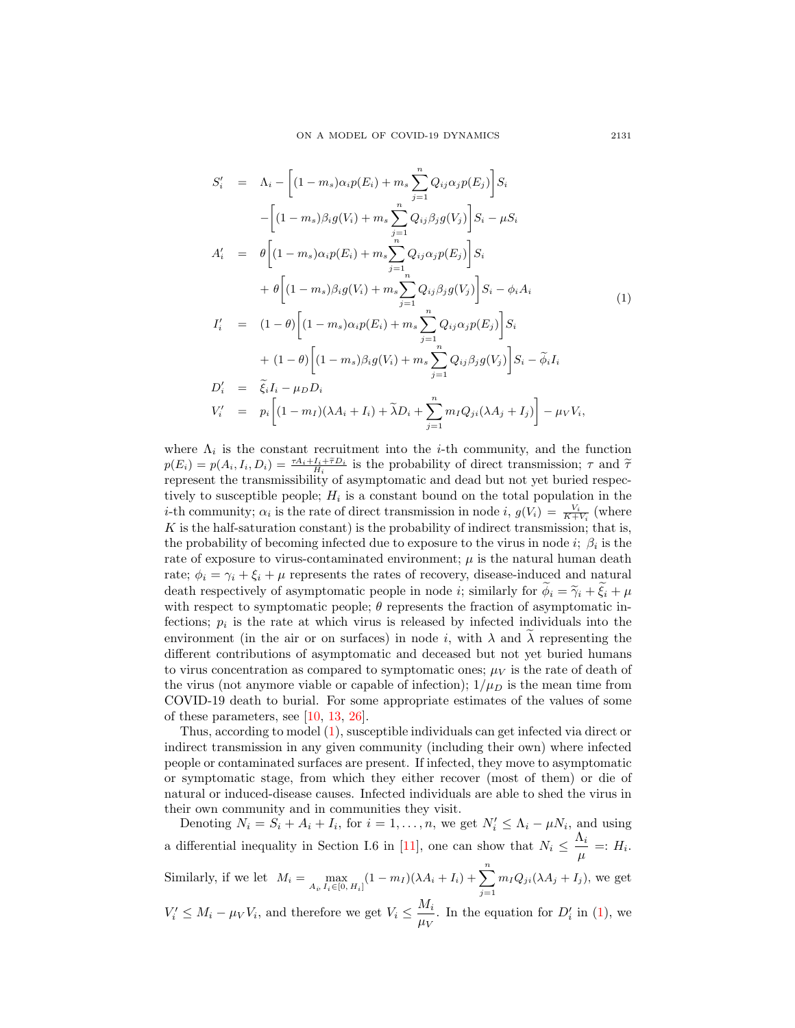$$
\begin{aligned}
S_i' &= \Lambda_i - \left[(1-m_s)\alpha_i p(E_i) + m_s \sum_{j=1}^{n} Q_{ij}\alpha_j p(E_j)\right] S_i \\
&\quad - \left[(1-m_s)\beta_i g(V_i) + m_s \sum_{j=1}^{n} Q_{ij}\beta_j g(V_j)\right] S_i - \mu S_i \\
A_i' &= \theta \left[(1-m_s)\alpha_i p(E_i) + m_s \sum_{j=1}^{n} Q_{ij}\alpha_j p(E_j)\right] S_i \\
&\quad + \theta \left[(1-m_s)\beta_i g(V_i) + m_s \sum_{j=1}^{n} Q_{ij}\beta_j g(V_j)\right] S_i - \phi_i A_i \\
I_i' &= (1-\theta) \left[(1-m_s)\alpha_i p(E_i) + m_s \sum_{j=1}^{n} Q_{ij}\alpha_j p(E_j)\right] S_i \\
&\quad + (1-\theta) \left[(1-m_s)\beta_i g(V_i) + m_s \sum_{j=1}^{n} Q_{ij}\beta_j g(V_j)\right] S_i - \widetilde{\phi}_i I_i \\
D_i' &= \widetilde{\xi}_i I_i - \mu_D D_i \\
V_i' &= p_i \left[(1-m_I)(\lambda A_i + I_i) + \widetilde{\lambda} D_i + \sum_{j=1}^{n} m_I Q_{ji}(\lambda A_j + I_j)\right] - \mu_V V_i,
\end{aligned}
\tag{1}
$$

where $\Lambda_i$ is the constant recruitment into the $i$-th community, and the function $p(E_i) = p(A_i, I_i, D_i) = \frac{\tau A_i + I_i + \widetilde{\tau} D_i}{H_i}$ is the probability of direct transmission; $\tau$ and $\widetilde{\tau}$ represent the transmissibility of asymptomatic and dead but not yet buried respectively to susceptible people; $H_i$ is a constant bound on the total population in the $i$-th community; $\alpha_i$ is the rate of direct transmission in node $i$, $g(V_i) = \frac{V_i}{K + V_i}$ (where $K$ is the half-saturation constant) is the probability of indirect transmission; that is, the probability of becoming infected due to exposure to the virus in node $i$; $\beta_i$ is the rate of exposure to virus-contaminated environment; $\mu$ is the natural human death rate; $\phi_i = \gamma_i + \xi_i + \mu$ represents the rates of recovery, disease-induced and natural death respectively of asymptomatic people in node $i$; similarly for $\widetilde{\phi}_i = \widetilde{\gamma}_i + \widetilde{\xi}_i + \mu$ with respect to symptomatic people; $\theta$ represents the fraction of asymptomatic infections; $p_i$ is the rate at which virus is released by infected individuals into the environment (in the air or on surfaces) in node $i$, with $\lambda$ and $\widetilde{\lambda}$ representing the different contributions of asymptomatic and deceased but not yet buried humans to virus concentration as compared to symptomatic ones; $\mu_V$ is the rate of death of the virus (not anymore viable or capable of infection); $1/\mu_D$ is the mean time from COVID-19 death to burial. For some appropriate estimates of the values of some of these parameters, see [10, 13, 26].

Thus, according to model (1), susceptible individuals can get infected via direct or indirect transmission in any given community (including their own) where infected people or contaminated surfaces are present. If infected, they move to asymptomatic or symptomatic stage, from which they either recover (most of them) or die of natural or induced-disease causes. Infected individuals are able to shed the virus in their own community and in communities they visit.

Denoting $N_i = S_i + A_i + I_i$, for $i = 1, \ldots, n$, we get $N_i' \leq \Lambda_i - \mu N_i$, and using a differential inequality in Section I.6 in [11], one can show that $N_i \leq \dfrac{\Lambda_i}{\mu} =: H_i$. Similarly, if we let $M_i = \max_{A_i, I_i \in [0, H_i]} (1-m_I)(\lambda A_i + I_i) + \sum_{j=1}^{n} m_I Q_{ji}(\lambda A_j + I_j)$, we get $V_i' \leq M_i - \mu_V V_i$, and therefore we get $V_i \leq \dfrac{M_i}{\mu_V}$. In the equation for $D_i'$ in (1), we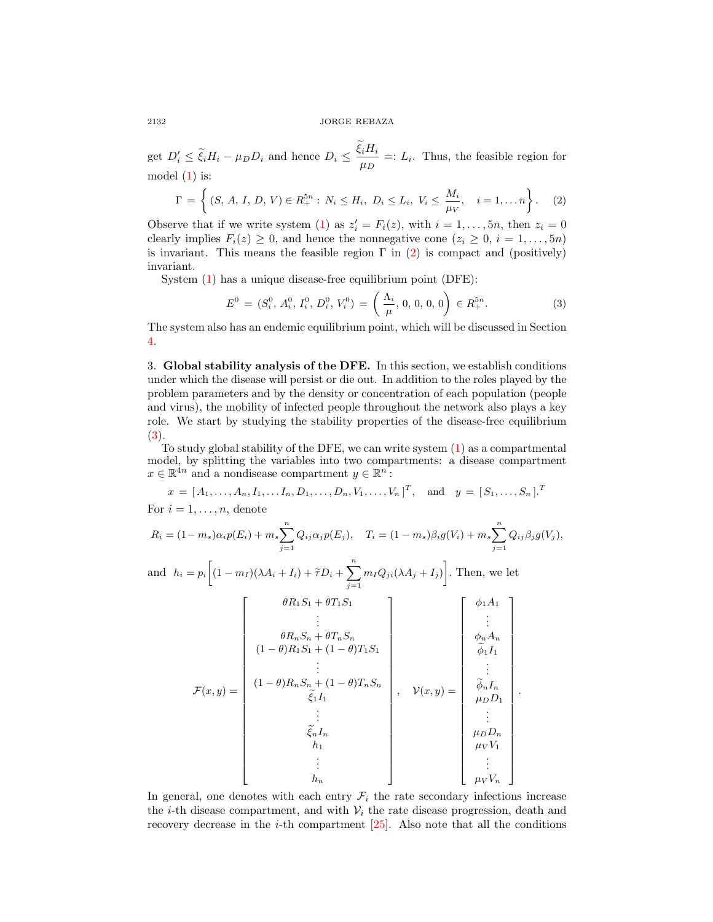get $D_i' \le \widetilde{\xi}_i H_i - \mu_D D_i$ and hence $D_i \le \dfrac{\widetilde{\xi}_i H_i}{\mu_D} =: L_i$. Thus, the feasible region for model (1) is:

$$
\Gamma = \left\{ (S,\, A,\, I,\, D,\, V) \in R_+^{5n} : \, N_i \le H_i, \; D_i \le L_i, \; V_i \le \frac{M_i}{\mu_V}, \quad i = 1, \ldots n \right\}. \tag{2}
$$

Observe that if we write system (1) as $z_i' = F_i(z)$, with $i = 1, \ldots, 5n$, then $z_i = 0$ clearly implies $F_i(z) \ge 0$, and hence the nonnegative cone ($z_i \ge 0$, $i = 1, \ldots, 5n$) is invariant. This means the feasible region $\Gamma$ in (2) is compact and (positively) invariant.

System (1) has a unique disease-free equilibrium point (DFE):

$$
E^0 = (S_i^0,\, A_i^0,\, I_i^0,\, D_i^0,\, V_i^0) = \left( \frac{\Lambda_i}{\mu},\, 0,\, 0,\, 0,\, 0 \right) \in R_+^{5n}. \tag{3}
$$

The system also has an endemic equilibrium point, which will be discussed in Section 4.

## 3. Global stability analysis of the DFE.

In this section, we establish conditions under which the disease will persist or die out. In addition to the roles played by the problem parameters and by the density or concentration of each population (people and virus), the mobility of infected people throughout the network also plays a key role. We start by studying the stability properties of the disease-free equilibrium (3).

To study global stability of the DFE, we can write system (1) as a compartmental model, by splitting the variables into two compartments: a disease compartment $x \in \mathbb{R}^{4n}$ and a nondisease compartment $y \in \mathbb{R}^n$:

$$
x = [\, A_1, \ldots, A_n, I_1, \ldots I_n, D_1, \ldots, D_n, V_1, \ldots, V_n \,]^T, \quad \text{and} \quad y = [\, S_1, \ldots, S_n \,].^T
$$

For $i = 1, \ldots, n$, denote

$$
R_i = (1 - m_s)\alpha_i p(E_i) + m_s \sum_{j=1}^{n} Q_{ij} \alpha_j p(E_j), \quad T_i = (1 - m_s)\beta_i g(V_i) + m_s \sum_{j=1}^{n} Q_{ij} \beta_j g(V_j),
$$

and $h_i = p_i \left[ (1 - m_I)(\lambda A_i + I_i) + \widetilde{\tau} D_i + \displaystyle\sum_{j=1}^{n} m_I Q_{ji} (\lambda A_j + I_j) \right]$. Then, we let

$$
\mathcal{F}(x, y) = \begin{bmatrix} \theta R_1 S_1 + \theta T_1 S_1 \\ \vdots \\ \theta R_n S_n + \theta T_n S_n \\ (1 - \theta) R_1 S_1 + (1 - \theta) T_1 S_1 \\ \vdots \\ (1 - \theta) R_n S_n + (1 - \theta) T_n S_n \\ \widetilde{\xi}_1 I_1 \\ \vdots \\ \widetilde{\xi}_n I_n \\ h_1 \\ \vdots \\ h_n \end{bmatrix}, \quad \mathcal{V}(x, y) = \begin{bmatrix} \phi_1 A_1 \\ \vdots \\ \phi_n A_n \\ \widetilde{\phi}_1 I_1 \\ \vdots \\ \widetilde{\phi}_n I_n \\ \mu_D D_1 \\ \vdots \\ \mu_D D_n \\ \mu_V V_1 \\ \vdots \\ \mu_V V_n \end{bmatrix}.
$$

In general, one denotes with each entry $\mathcal{F}_i$ the rate secondary infections increase the $i$-th disease compartment, and with $\mathcal{V}_i$ the rate disease progression, death and recovery decrease in the $i$-th compartment [25]. Also note that all the conditions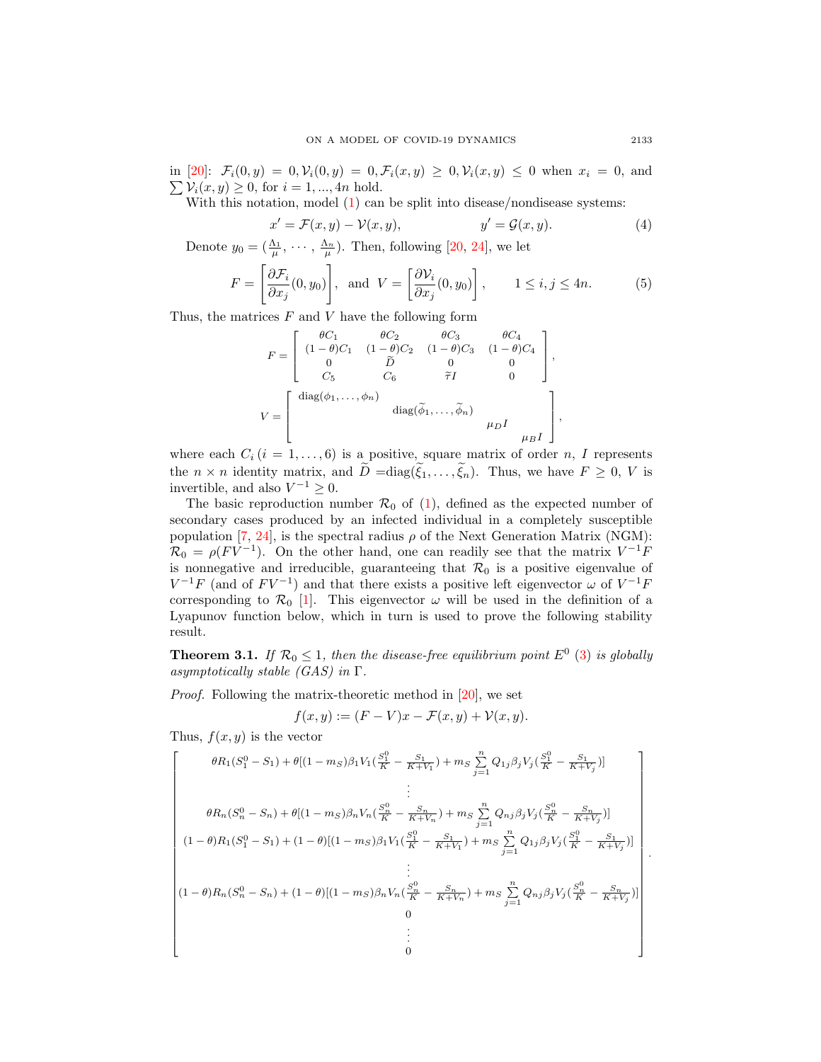in [20]: $\mathcal{F}_i(0,y) = 0, \mathcal{V}_i(0,y) = 0, \mathcal{F}_i(x,y) \geq 0, \mathcal{V}_i(x,y) \leq 0$ when $x_i = 0$, and $\sum \mathcal{V}_i(x,y) \geq 0$, for $i = 1, ..., 4n$ hold.

With this notation, model (1) can be split into disease/nondisease systems:

$$x' = \mathcal{F}(x,y) - \mathcal{V}(x,y), \qquad\qquad y' = \mathcal{G}(x,y). \tag{4}$$

Denote $y_0 = (\frac{\Lambda_1}{\mu}, \cdots, \frac{\Lambda_n}{\mu})$. Then, following [20, 24], we let

$$F = \left[\frac{\partial \mathcal{F}_i}{\partial x_j}(0, y_0)\right], \text{ and } V = \left[\frac{\partial \mathcal{V}_i}{\partial x_j}(0, y_0)\right], \qquad 1 \leq i,j \leq 4n. \tag{5}$$

Thus, the matrices $F$ and $V$ have the following form

$$F = \begin{bmatrix} \theta C_1 & \theta C_2 & \theta C_3 & \theta C_4 \\ (1-\theta)C_1 & (1-\theta)C_2 & (1-\theta)C_3 & (1-\theta)C_4 \\ 0 & \widetilde{D} & 0 & 0 \\ C_5 & C_6 & \widetilde{\tau} I & 0 \end{bmatrix},$$

$$V = \begin{bmatrix} \text{diag}(\phi_1, \ldots, \phi_n) & & & \\ & \text{diag}(\widetilde{\phi}_1, \ldots, \widetilde{\phi}_n) & & \\ & & \mu_D I & \\ & & & \mu_B I \end{bmatrix},$$

where each $C_i$ ($i = 1, \ldots, 6$) is a positive, square matrix of order $n$, $I$ represents the $n \times n$ identity matrix, and $\widetilde{D} = \text{diag}(\widetilde{\xi}_1, \ldots, \widetilde{\xi}_n)$. Thus, we have $F \geq 0$, $V$ is invertible, and also $V^{-1} \geq 0$.

The basic reproduction number $\mathcal{R}_0$ of (1), defined as the expected number of secondary cases produced by an infected individual in a completely susceptible population [7, 24], is the spectral radius $\rho$ of the Next Generation Matrix (NGM): $\mathcal{R}_0 = \rho(FV^{-1})$. On the other hand, one can readily see that the matrix $V^{-1}F$ is nonnegative and irreducible, guaranteeing that $\mathcal{R}_0$ is a positive eigenvalue of $V^{-1}F$ (and of $FV^{-1}$) and that there exists a positive left eigenvector $\omega$ of $V^{-1}F$ corresponding to $\mathcal{R}_0$ [1]. This eigenvector $\omega$ will be used in the definition of a Lyapunov function below, which in turn is used to prove the following stability result.

**Theorem 3.1.** *If $\mathcal{R}_0 \leq 1$, then the disease-free equilibrium point $E^0$ (3) is globally asymptotically stable (GAS) in $\Gamma$.*

*Proof.* Following the matrix-theoretic method in [20], we set

$$f(x,y) := (F - V)x - \mathcal{F}(x,y) + \mathcal{V}(x,y).$$

Thus, $f(x,y)$ is the vector

$$\begin{bmatrix} \theta R_1(S_1^0 - S_1) + \theta[(1-m_S)\beta_1 V_1(\frac{S_1^0}{K} - \frac{S_1}{K+V_1}) + m_S \sum\limits_{j=1}^{n} Q_{1j}\beta_j V_j(\frac{S_1^0}{K} - \frac{S_1}{K+V_j})] \\ \vdots \\ \theta R_n(S_n^0 - S_n) + \theta[(1-m_S)\beta_n V_n(\frac{S_n^0}{K} - \frac{S_n}{K+V_n}) + m_S \sum\limits_{j=1}^{n} Q_{nj}\beta_j V_j(\frac{S_n^0}{K} - \frac{S_n}{K+V_j})] \\ (1-\theta)R_1(S_1^0 - S_1) + (1-\theta)[(1-m_S)\beta_1 V_1(\frac{S_1^0}{K} - \frac{S_1}{K+V_1}) + m_S \sum\limits_{j=1}^{n} Q_{1j}\beta_j V_j(\frac{S_1^0}{K} - \frac{S_1}{K+V_j})] \\ \vdots \\ (1-\theta)R_n(S_n^0 - S_n) + (1-\theta)[(1-m_S)\beta_n V_n(\frac{S_n^0}{K} - \frac{S_n}{K+V_n}) + m_S \sum\limits_{j=1}^{n} Q_{nj}\beta_j V_j(\frac{S_n^0}{K} - \frac{S_n}{K+V_j})] \\ 0 \\ \vdots \\ 0 \end{bmatrix}.$$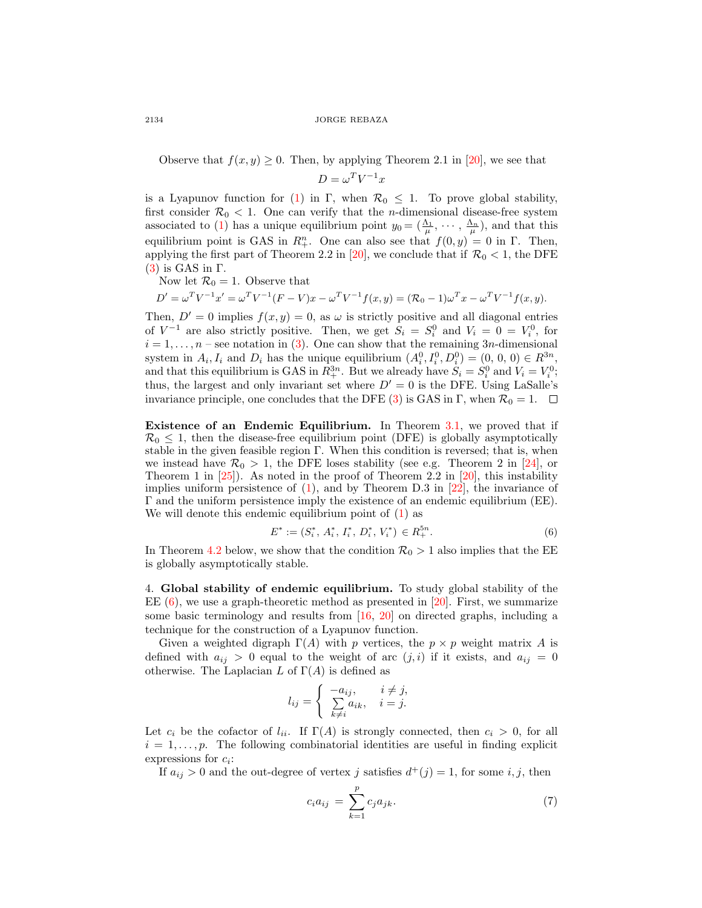Observe that $f(x, y) \geq 0$. Then, by applying Theorem 2.1 in [20], we see that

$$D = \omega^T V^{-1} x$$

is a Lyapunov function for (1) in $\Gamma$, when $\mathcal{R}_0 \leq 1$. To prove global stability, first consider $\mathcal{R}_0 < 1$. One can verify that the $n$-dimensional disease-free system associated to (1) has a unique equilibrium point $y_0 = (\frac{\Lambda_1}{\mu}, \cdots, \frac{\Lambda_n}{\mu})$, and that this equilibrium point is GAS in $R^n_+$. One can also see that $f(0, y) = 0$ in $\Gamma$. Then, applying the first part of Theorem 2.2 in [20], we conclude that if $\mathcal{R}_0 < 1$, the DFE (3) is GAS in $\Gamma$.

Now let $\mathcal{R}_0 = 1$. Observe that

$$D' = \omega^T V^{-1} x' = \omega^T V^{-1}(F - V)x - \omega^T V^{-1} f(x, y) = (\mathcal{R}_0 - 1)\omega^T x - \omega^T V^{-1} f(x, y).$$

Then, $D' = 0$ implies $f(x, y) = 0$, as $\omega$ is strictly positive and all diagonal entries of $V^{-1}$ are also strictly positive. Then, we get $S_i = S_i^0$ and $V_i = 0 = V_i^0$, for $i = 1, \ldots, n$ – see notation in (3). One can show that the remaining $3n$-dimensional system in $A_i, I_i$ and $D_i$ has the unique equilibrium $(A_i^0, I_i^0, D_i^0) = (0, 0, 0) \in R^{3n}$, and that this equilibrium is GAS in $R^{3n}_+$. But we already have $S_i = S_i^0$ and $V_i = V_i^0$; thus, the largest and only invariant set where $D' = 0$ is the DFE. Using LaSalle's invariance principle, one concludes that the DFE (3) is GAS in $\Gamma$, when $\mathcal{R}_0 = 1$. $\square$

**Existence of an Endemic Equilibrium.** In Theorem 3.1, we proved that if $\mathcal{R}_0 \leq 1$, then the disease-free equilibrium point (DFE) is globally asymptotically stable in the given feasible region $\Gamma$. When this condition is reversed; that is, when we instead have $\mathcal{R}_0 > 1$, the DFE loses stability (see e.g. Theorem 2 in [24], or Theorem 1 in [25]). As noted in the proof of Theorem 2.2 in [20], this instability implies uniform persistence of (1), and by Theorem D.3 in [22], the invariance of $\Gamma$ and the uniform persistence imply the existence of an endemic equilibrium (EE). We will denote this endemic equilibrium point of (1) as

$$E^* := (S_i^*, A_i^*, I_i^*, D_i^*, V_i^*) \in R^{5n}_+. \tag{6}$$

In Theorem 4.2 below, we show that the condition $\mathcal{R}_0 > 1$ also implies that the EE is globally asymptotically stable.

## 4. Global stability of endemic equilibrium.

To study global stability of the EE (6), we use a graph-theoretic method as presented in [20]. First, we summarize some basic terminology and results from [16, 20] on directed graphs, including a technique for the construction of a Lyapunov function.

Given a weighted digraph $\Gamma(A)$ with $p$ vertices, the $p \times p$ weight matrix $A$ is defined with $a_{ij} > 0$ equal to the weight of arc $(j, i)$ if it exists, and $a_{ij} = 0$ otherwise. The Laplacian $L$ of $\Gamma(A)$ is defined as

$$l_{ij} = \begin{cases} -a_{ij}, & i \neq j, \\ \sum\limits_{k \neq i} a_{ik}, & i = j. \end{cases}$$

Let $c_i$ be the cofactor of $l_{ii}$. If $\Gamma(A)$ is strongly connected, then $c_i > 0$, for all $i = 1, \ldots, p$. The following combinatorial identities are useful in finding explicit expressions for $c_i$:

If $a_{ij} > 0$ and the out-degree of vertex $j$ satisfies $d^+(j) = 1$, for some $i, j$, then

$$c_i a_{ij} = \sum_{k=1}^{p} c_j a_{jk}. \tag{7}$$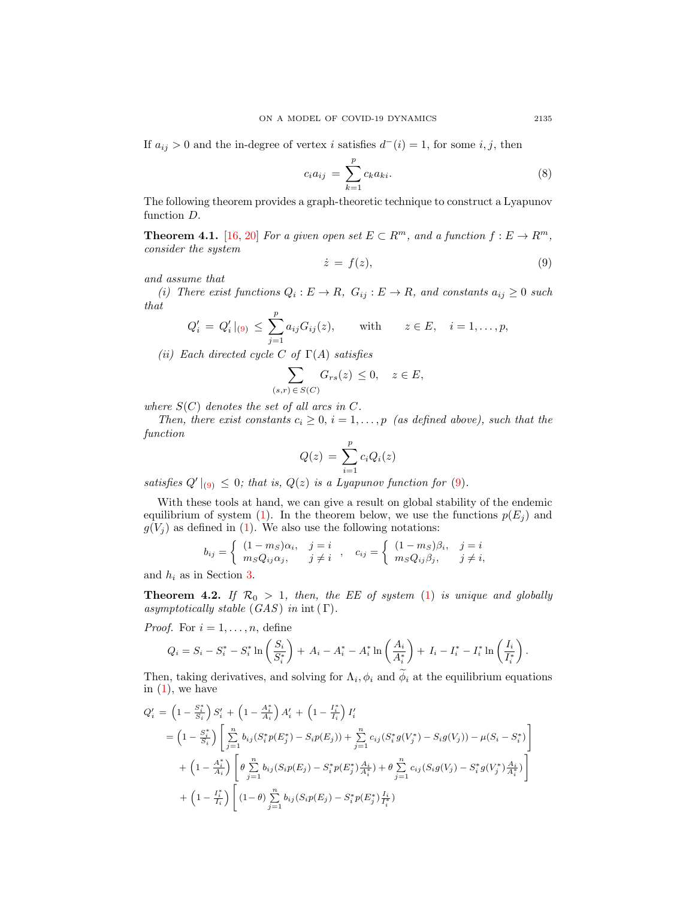If $a_{ij} > 0$ and the in-degree of vertex $i$ satisfies $d^-(i) = 1$, for some $i, j$, then

$$c_i a_{ij} = \sum_{k=1}^{p} c_k a_{ki}. \tag{8}$$

The following theorem provides a graph-theoretic technique to construct a Lyapunov function $D$.

**Theorem 4.1.** [16, 20] *For a given open set $E \subset R^m$, and a function $f : E \to R^m$, consider the system*

$$\dot{z} = f(z), \tag{9}$$

*and assume that*

*(i) There exist functions $Q_i : E \to R$, $G_{ij} : E \to R$, and constants $a_{ij} \geq 0$ such that*

$$Q_i' = Q_i'|_{(9)} \leq \sum_{j=1}^{p} a_{ij} G_{ij}(z), \qquad \text{with} \qquad z \in E, \quad i = 1, \ldots, p,$$

*(ii) Each directed cycle $C$ of $\Gamma(A)$ satisfies*

$$\sum_{(s,r) \in S(C)} G_{rs}(z) \leq 0, \quad z \in E,$$

*where $S(C)$ denotes the set of all arcs in $C$.*

*Then, there exist constants $c_i \geq 0$, $i = 1, \ldots, p$ (as defined above), such that the function*

$$Q(z) = \sum_{i=1}^{p} c_i Q_i(z)$$

*satisfies $Q'|_{(9)} \leq 0$; that is, $Q(z)$ is a Lyapunov function for (9).*

With these tools at hand, we can give a result on global stability of the endemic equilibrium of system (1). In the theorem below, we use the functions $p(E_j)$ and $g(V_j)$ as defined in (1). We also use the following notations:

$$b_{ij} = \begin{cases} (1 - m_S)\alpha_i, & j = i \\ m_S Q_{ij} \alpha_j, & j \neq i \end{cases}, \quad c_{ij} = \begin{cases} (1 - m_S)\beta_i, & j = i \\ m_S Q_{ij} \beta_j, & j \neq i, \end{cases}$$

and $h_i$ as in Section 3.

**Theorem 4.2.** *If $\mathcal{R}_0 > 1$, then, the EE of system (1) is unique and globally asymptotically stable (GAS) in $\operatorname{int}(\Gamma)$.*

*Proof.* For $i = 1, \ldots, n$, define

$$Q_i = S_i - S_i^* - S_i^* \ln\left(\frac{S_i}{S_i^*}\right) + A_i - A_i^* - A_i^* \ln\left(\frac{A_i}{A_i^*}\right) + I_i - I_i^* - I_i^* \ln\left(\frac{I_i}{I_i^*}\right).$$

Then, taking derivatives, and solving for $\Lambda_i, \phi_i$ and $\widetilde{\phi}_i$ at the equilibrium equations in (1), we have

$$\begin{aligned}
Q_i' &= \left(1 - \tfrac{S_i^*}{S_i}\right) S_i' + \left(1 - \tfrac{A_i^*}{A_i}\right) A_i' + \left(1 - \tfrac{I_i^*}{I_i}\right) I_i' \\
&= \left(1 - \tfrac{S_i^*}{S_i}\right) \left[ \sum_{j=1}^{n} b_{ij}(S_i^* p(E_j^*) - S_i p(E_j)) + \sum_{j=1}^{n} c_{ij}(S_i^* g(V_j^*) - S_i g(V_j)) - \mu(S_i - S_i^*) \right] \\
&\quad + \left(1 - \tfrac{A_i^*}{A_i}\right) \left[ \theta \sum_{j=1}^{n} b_{ij}(S_i p(E_j) - S_i^* p(E_j^*) \tfrac{A_i}{A_i^*}) + \theta \sum_{j=1}^{n} c_{ij}(S_i g(V_j) - S_i^* g(V_j^*) \tfrac{A_i}{A_i^*}) \right] \\
&\quad + \left(1 - \tfrac{I_i^*}{I_i}\right) \left[ (1 - \theta) \sum_{j=1}^{n} b_{ij}(S_i p(E_j) - S_i^* p(E_j^*) \tfrac{I_i}{I_i^*}) \right.
\end{aligned}$$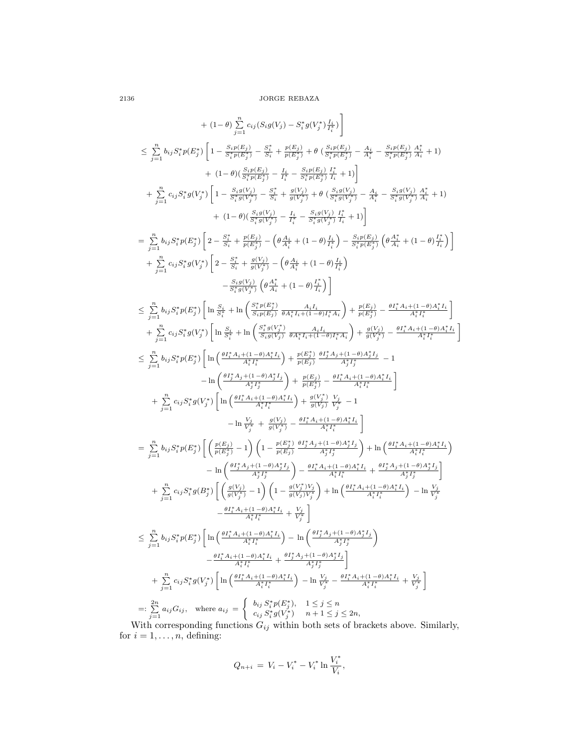$$
\begin{aligned}
&\quad + (1-\theta)\sum_{j=1}^{n} c_{ij}\big(S_i g(V_j) - S_i^* g(V_j^*)\tfrac{I_i}{I_i^*}\big)\Bigg] \\
&\le \sum_{j=1}^{n} b_{ij} S_i^* p(E_j^*) \Bigg[ 1 - \tfrac{S_i p(E_j)}{S_i^* p(E_j^*)} - \tfrac{S_i^*}{S_i} + \tfrac{p(E_j)}{p(E_j^*)} + \theta\,\big(\tfrac{S_i p(E_j)}{S_i^* p(E_j^*)} - \tfrac{A_i}{A_i^*} - \tfrac{S_i p(E_j)}{S_i^* p(E_j^*)}\tfrac{A_i^*}{A_i} + 1\big) \\
&\qquad + (1-\theta)\big(\tfrac{S_i p(E_j)}{S_i^* p(E_j^*)} - \tfrac{I_i}{I_i^*} - \tfrac{S_i p(E_j)}{S_i^* p(E_j^*)}\tfrac{I_i^*}{I_i} + 1\big)\Bigg] \\
&\quad + \sum_{j=1}^{n} c_{ij} S_i^* g(V_j^*) \Bigg[ 1 - \tfrac{S_i g(V_j)}{S_i^* g(V_j^*)} - \tfrac{S_i^*}{S_i} + \tfrac{g(V_j)}{g(V_j^*)} + \theta\,\big(\tfrac{S_i g(V_j)}{S_i^* g(V_j^*)} - \tfrac{A_i}{A_i^*} - \tfrac{S_i g(V_j)}{S_i^* g(V_j^*)}\tfrac{A_i^*}{A_i} + 1\big) \\
&\qquad + (1-\theta)\big(\tfrac{S_i g(V_j)}{S_i^* g(V_j^*)} - \tfrac{I_i}{I_i^*} - \tfrac{S_i g(V_j)}{S_i^* g(V_j^*)}\tfrac{I_i^*}{I_i} + 1\big)\Bigg] \\
&= \sum_{j=1}^{n} b_{ij} S_i^* p(E_j^*) \Bigg[ 2 - \tfrac{S_i^*}{S_i} + \tfrac{p(E_j)}{p(E_j^*)} - \Big(\theta\tfrac{A_i}{A_i^*} + (1-\theta)\tfrac{I_i}{I_i^*}\Big) - \tfrac{S_i p(E_j)}{S_i^* p(E_j^*)}\Big(\theta\tfrac{A_i^*}{A_i} + (1-\theta)\tfrac{I_i^*}{I_i}\Big)\Bigg] \\
&\quad + \sum_{j=1}^{n} c_{ij} S_i^* g(V_j^*) \Bigg[ 2 - \tfrac{S_i^*}{S_i} + \tfrac{g(V_j)}{g(V_j^*)} - \Big(\theta\tfrac{A_i}{A_i^*} + (1-\theta)\tfrac{I_i}{I_i^*}\Big) \\
&\qquad - \tfrac{S_i g(V_j)}{S_i^* g(V_j^*)}\Big(\theta\tfrac{A_i^*}{A_i} + (1-\theta)\tfrac{I_i^*}{I_i}\Big)\Bigg] \\
&\le \sum_{j=1}^{n} b_{ij} S_i^* p(E_j^*) \Bigg[ \ln\tfrac{S_i}{S_i^*} + \ln\Big(\tfrac{S_i^* p(E_j^*)}{S_i p(E_j)}\,\tfrac{A_i I_i}{\theta A_i^* I_i + (1-\theta) I_i^* A_i}\Big) + \tfrac{p(E_j)}{p(E_j^*)} - \tfrac{\theta I_i^* A_i + (1-\theta) A_i^* I_i}{A_i^* I_i^*}\Bigg] \\
&\quad + \sum_{j=1}^{n} c_{ij} S_i^* g(V_j^*) \Bigg[ \ln\tfrac{S_i}{S_i^*} + \ln\Big(\tfrac{S_i^* g(V_j^*)}{S_i g(V_j)}\,\tfrac{A_i I_i}{\theta A_i^* I_i + (1-\theta) I_i^* A_i}\Big) + \tfrac{g(V_j)}{g(V_j^*)} - \tfrac{\theta I_i^* A_i + (1-\theta) A_i^* I_i}{A_i^* I_i^*}\Bigg] \\
&\le \sum_{j=1}^{n} b_{ij} S_i^* p(E_j^*) \Bigg[ \ln\Big(\tfrac{\theta I_i^* A_i + (1-\theta) A_i^* I_i}{A_i^* I_i^*}\Big) + \tfrac{p(E_j^*)}{p(E_j)}\,\tfrac{\theta I_j^* A_j + (1-\theta) A_j^* I_j}{A_j^* I_j^*} - 1 \\
&\qquad - \ln\Big(\tfrac{\theta I_j^* A_j + (1-\theta) A_j^* I_j}{A_j^* I_j^*}\Big) + \tfrac{p(E_j)}{p(E_j^*)} - \tfrac{\theta I_i^* A_i + (1-\theta) A_i^* I_i}{A_i^* I_i^*}\Bigg] \\
&\quad + \sum_{j=1}^{n} c_{ij} S_i^* g(V_j^*) \Bigg[ \ln\Big(\tfrac{\theta I_i^* A_i + (1-\theta) A_i^* I_i}{A_i^* I_i^*}\Big) + \tfrac{g(V_j^*)}{g(V_j)}\,\tfrac{V_j}{V_j^*} - 1 \\
&\qquad - \ln\tfrac{V_j}{V_j^*} + \tfrac{g(V_j)}{g(V_j^*)} - \tfrac{\theta I_i^* A_i + (1-\theta) A_i^* I_i}{A_i^* I_i^*}\Bigg] \\
&= \sum_{j=1}^{n} b_{ij} S_i^* p(E_j^*) \Bigg[ \Big(\tfrac{p(E_j)}{p(E_j^*)} - 1\Big)\Big(1 - \tfrac{p(E_j^*)}{p(E_j)}\,\tfrac{\theta I_j^* A_j + (1-\theta) A_j^* I_j}{A_j^* I_j^*}\Big) + \ln\Big(\tfrac{\theta I_i^* A_i + (1-\theta) A_i^* I_i}{A_i^* I_i^*}\Big) \\
&\qquad - \ln\Big(\tfrac{\theta I_j^* A_j + (1-\theta) A_j^* I_j}{A_j^* I_j^*}\Big) - \tfrac{\theta I_i^* A_i + (1-\theta) A_i^* I_i}{A_i^* I_i^*} + \tfrac{\theta I_j^* A_j + (1-\theta) A_j^* I_j}{A_j^* I_j^*}\Bigg] \\
&\quad + \sum_{j=1}^{n} c_{ij} S_i^* g(B_j^*) \Bigg[ \Big(\tfrac{g(V_j)}{g(V_j^*)} - 1\Big)\Big(1 - \tfrac{g(V_j^*) V_j}{g(V_j) V_j^*}\Big) + \ln\Big(\tfrac{\theta I_i^* A_i + (1-\theta) A_i^* I_i}{A_i^* I_i^*}\Big) - \ln\tfrac{V_j}{V_j^*} \\
&\qquad - \tfrac{\theta I_i^* A_i + (1-\theta) A_i^* I_i}{A_i^* I_i^*} + \tfrac{V_j}{V_j^*}\Bigg] \\
&\le \sum_{j=1}^{n} b_{ij} S_i^* p(E_j^*) \Bigg[ \ln\Big(\tfrac{\theta I_i^* A_i + (1-\theta) A_i^* I_i}{A_i^* I_i^*}\Big) - \ln\Big(\tfrac{\theta I_j^* A_j + (1-\theta) A_j^* I_j}{A_j^* I_j^*}\Big) \\
&\qquad - \tfrac{\theta I_i^* A_i + (1-\theta) A_i^* I_i}{A_i^* I_i^*} + \tfrac{\theta I_j^* A_j + (1-\theta) A_j^* I_j}{A_j^* I_j^*}\Bigg] \\
&\quad + \sum_{j=1}^{n} c_{ij} S_i^* g(V_j^*) \Bigg[ \ln\Big(\tfrac{\theta I_i^* A_i + (1-\theta) A_i^* I_i}{A_i^* I_i^*}\Big) - \ln\tfrac{V_j}{V_j^*} - \tfrac{\theta I_i^* A_i + (1-\theta) A_i^* I_i}{A_i^* I_i^*} + \tfrac{V_j}{V_j^*}\Bigg] \\
&=: \sum_{j=1}^{2n} a_{ij} G_{ij}, \quad \text{where } a_{ij} = \begin{cases} b_{ij}\, S_i^* p(E_j^*), & 1 \le j \le n \\ c_{ij}\, S_i^* g(V_j^*) & n+1 \le j \le 2n, \end{cases}
\end{aligned}
$$

With corresponding functions $G_{ij}$ within both sets of brackets above. Similarly, for $i = 1, \ldots, n$, defining:

$$
Q_{n+i} = V_i - V_i^* - V_i^* \ln \frac{V_i^*}{V_i},
$$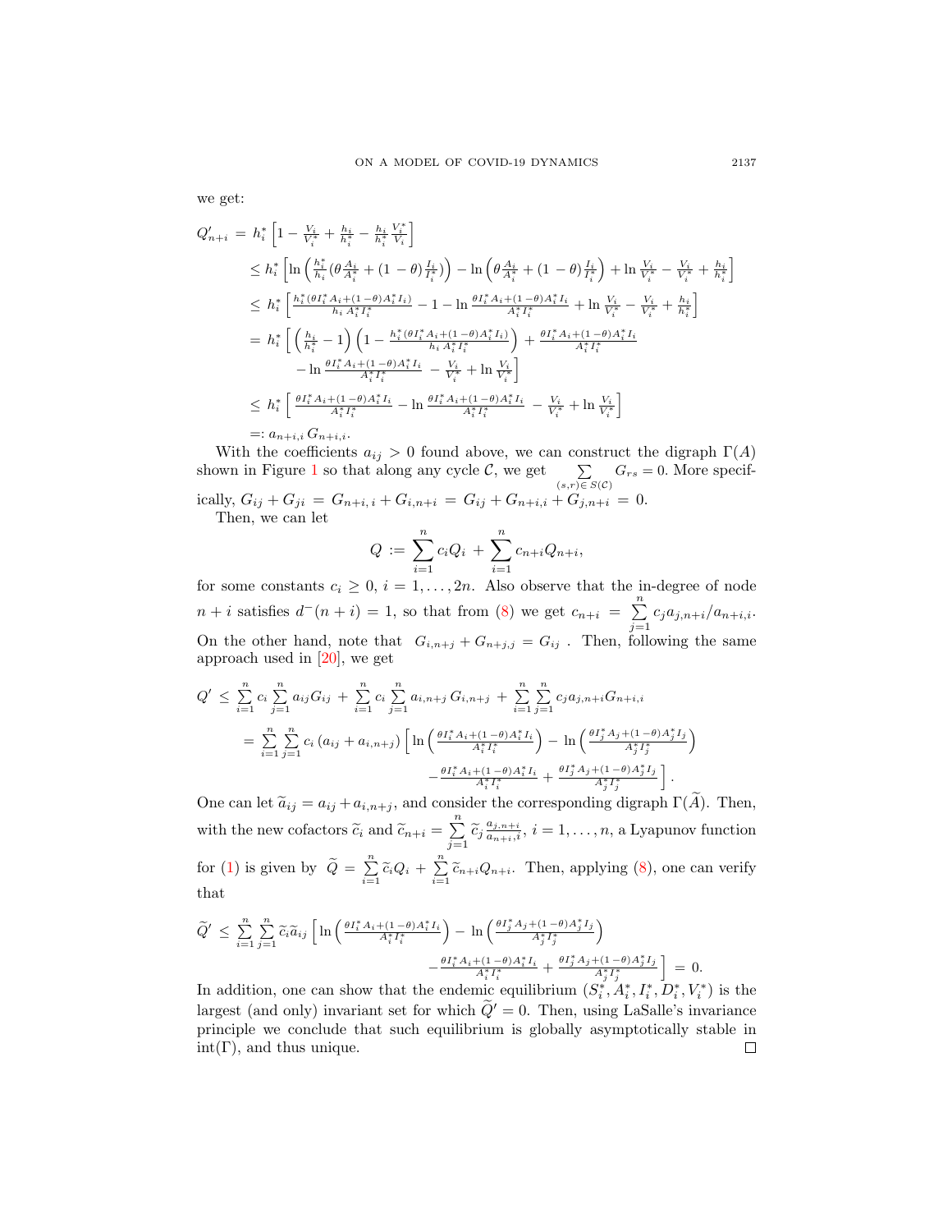we get:

$$
\begin{aligned}
Q'_{n+i} &= h_i^* \left[1 - \tfrac{V_i}{V_i^*} + \tfrac{h_i}{h_i^*} - \tfrac{h_i}{h_i^*}\tfrac{V_i^*}{V_i}\right] \\
&\le h_i^* \left[\ln\left(\tfrac{h_i^*}{h_i}(\theta \tfrac{A_i}{A_i^*} + (1-\theta)\tfrac{I_i}{I_i^*})\right) - \ln\left(\theta \tfrac{A_i}{A_i^*} + (1-\theta)\tfrac{I_i}{I_i^*}\right) + \ln \tfrac{V_i}{V_i^*} - \tfrac{V_i}{V_i^*} + \tfrac{h_i}{h_i^*}\right] \\
&\le h_i^* \left[\tfrac{h_i^*(\theta I_i^* A_i + (1-\theta)A_i^* I_i)}{h_i\, A_i^* I_i^*} - 1 - \ln \tfrac{\theta I_i^* A_i + (1-\theta)A_i^* I_i}{A_i^* I_i^*} + \ln \tfrac{V_i}{V_i^*} - \tfrac{V_i}{V_i^*} + \tfrac{h_i}{h_i^*}\right] \\
&= h_i^* \Big[ \left(\tfrac{h_i}{h_i^*} - 1\right)\left(1 - \tfrac{h_i^*(\theta I_i^* A_i + (1-\theta)A_i^* I_i)}{h_i\, A_i^* I_i^*}\right) + \tfrac{\theta I_i^* A_i + (1-\theta)A_i^* I_i}{A_i^* I_i^*} \\
&\qquad - \ln \tfrac{\theta I_i^* A_i + (1-\theta)A_i^* I_i}{A_i^* I_i^*} - \tfrac{V_i}{V_i^*} + \ln \tfrac{V_i}{V_i^*}\Big] \\
&\le h_i^* \left[\tfrac{\theta I_i^* A_i + (1-\theta)A_i^* I_i}{A_i^* I_i^*} - \ln \tfrac{\theta I_i^* A_i + (1-\theta)A_i^* I_i}{A_i^* I_i^*} - \tfrac{V_i}{V_i^*} + \ln \tfrac{V_i}{V_i^*}\right] \\
&=: a_{n+i,i}\, G_{n+i,i}.
\end{aligned}
$$

With the coefficients $a_{ij} > 0$ found above, we can construct the digraph $\Gamma(A)$ shown in Figure 1 so that along any cycle $\mathcal{C}$, we get $\sum_{(s,r)\in S(\mathcal{C})} G_{rs} = 0$. More specifically, $G_{ij} + G_{ji} = G_{n+i,i} + G_{i,n+i} = G_{ij} + G_{n+i,i} + G_{j,n+i} = 0$.

Then, we can let

$$
Q := \sum_{i=1}^n c_i Q_i + \sum_{i=1}^n c_{n+i} Q_{n+i},
$$

for some constants $c_i \ge 0$, $i = 1, \ldots, 2n$. Also observe that the in-degree of node $n+i$ satisfies $d^-(n+i) = 1$, so that from (8) we get $c_{n+i} = \sum_{j=1}^n c_j a_{j,n+i}/a_{n+i,i}$. On the other hand, note that $G_{i,n+j} + G_{n+j,j} = G_{ij}$. Then, following the same approach used in [20], we get

$$
\begin{aligned}
Q' &\le \sum_{i=1}^n c_i \sum_{j=1}^n a_{ij} G_{ij} + \sum_{i=1}^n c_i \sum_{j=1}^n a_{i,n+j}\, G_{i,n+j} + \sum_{i=1}^n \sum_{j=1}^n c_j a_{j,n+i} G_{n+i,i} \\
&= \sum_{i=1}^n \sum_{j=1}^n c_i \left(a_{ij} + a_{i,n+j}\right) \Big[ \ln\left(\tfrac{\theta I_i^* A_i + (1-\theta)A_i^* I_i}{A_i^* I_i^*}\right) - \ln\left(\tfrac{\theta I_j^* A_j + (1-\theta)A_j^* I_j}{A_j^* I_j^*}\right) \\
&\qquad - \tfrac{\theta I_i^* A_i + (1-\theta)A_i^* I_i}{A_i^* I_i^*} + \tfrac{\theta I_j^* A_j + (1-\theta)A_j^* I_j}{A_j^* I_j^*} \Big].
\end{aligned}
$$

One can let $\widetilde{a}_{ij} = a_{ij} + a_{i,n+j}$, and consider the corresponding digraph $\Gamma(\widetilde{A})$. Then, with the new cofactors $\widetilde{c}_i$ and $\widetilde{c}_{n+i} = \sum_{j=1}^n \widetilde{c}_j \frac{a_{j,n+i}}{a_{n+i,i}}$, $i = 1, \ldots, n$, a Lyapunov function for (1) is given by $\widetilde{Q} = \sum_{i=1}^n \widetilde{c}_i Q_i + \sum_{i=1}^n \widetilde{c}_{n+i} Q_{n+i}$. Then, applying (8), one can verify that

$$
\begin{aligned}
\widetilde{Q}' &\le \sum_{i=1}^n \sum_{j=1}^n \widetilde{c}_i \widetilde{a}_{ij} \Big[ \ln\left(\tfrac{\theta I_i^* A_i + (1-\theta)A_i^* I_i}{A_i^* I_i^*}\right) - \ln\left(\tfrac{\theta I_j^* A_j + (1-\theta)A_j^* I_j}{A_j^* I_j^*}\right) \\
&\qquad - \tfrac{\theta I_i^* A_i + (1-\theta)A_i^* I_i}{A_i^* I_i^*} + \tfrac{\theta I_j^* A_j + (1-\theta)A_j^* I_j}{A_j^* I_j^*} \Big] = 0.
\end{aligned}
$$

In addition, one can show that the endemic equilibrium $(S_i^*, A_i^*, I_i^*, D_i^*, V_i^*)$ is the largest (and only) invariant set for which $\widetilde{Q}' = 0$. Then, using LaSalle's invariance principle we conclude that such equilibrium is globally asymptotically stable in $\mathrm{int}(\Gamma)$, and thus unique. ◻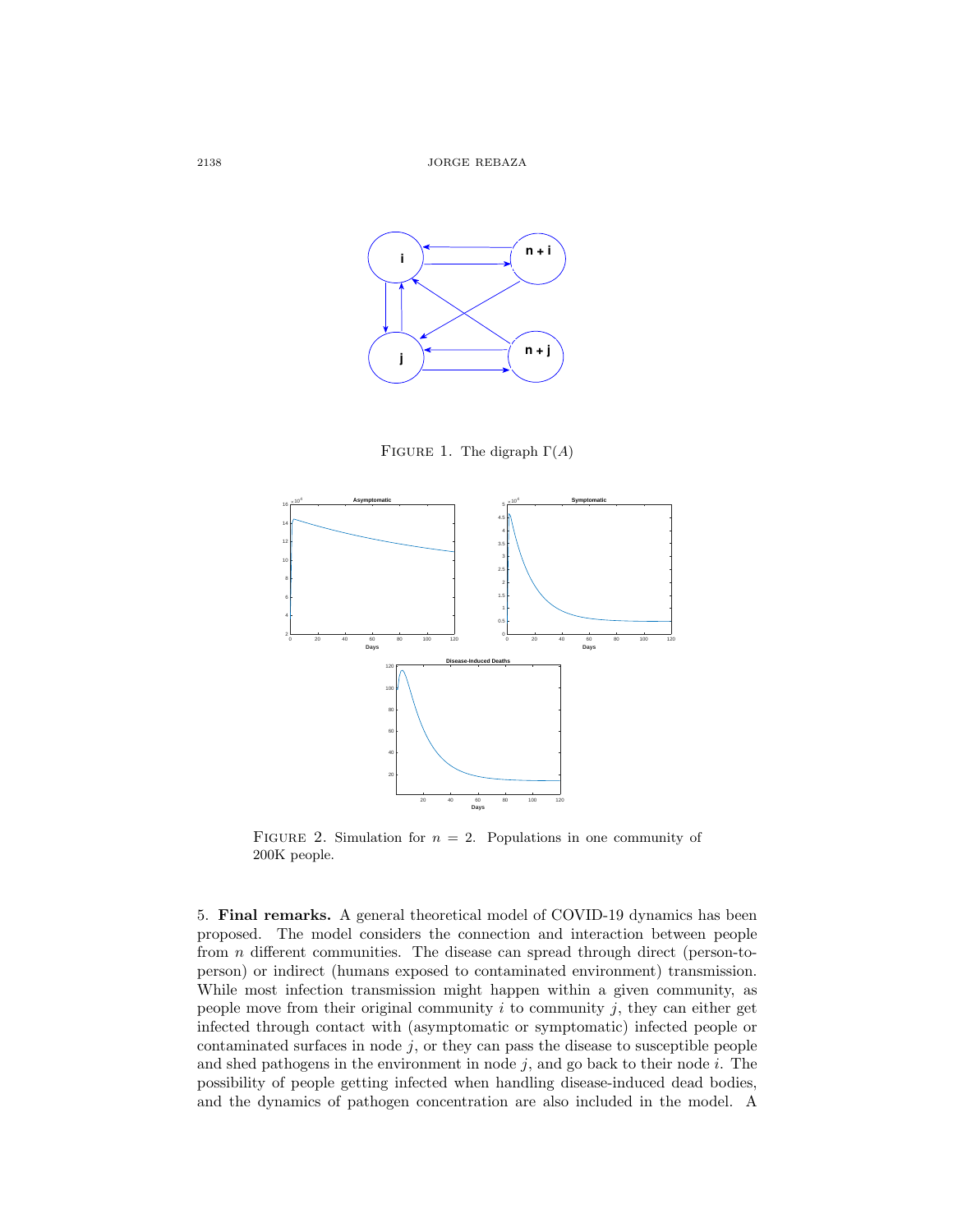FIGURE 1. The digraph $\Gamma(A)$

FIGURE 2. Simulation for $n = 2$. Populations in one community of 200K people.

5. **Final remarks.** A general theoretical model of COVID-19 dynamics has been proposed. The model considers the connection and interaction between people from $n$ different communities. The disease can spread through direct (person-to-person) or indirect (humans exposed to contaminated environment) transmission. While most infection transmission might happen within a given community, as people move from their original community $i$ to community $j$, they can either get infected through contact with (asymptomatic or symptomatic) infected people or contaminated surfaces in node $j$, or they can pass the disease to susceptible people and shed pathogens in the environment in node $j$, and go back to their node $i$. The possibility of people getting infected when handling disease-induced dead bodies, and the dynamics of pathogen concentration are also included in the model. A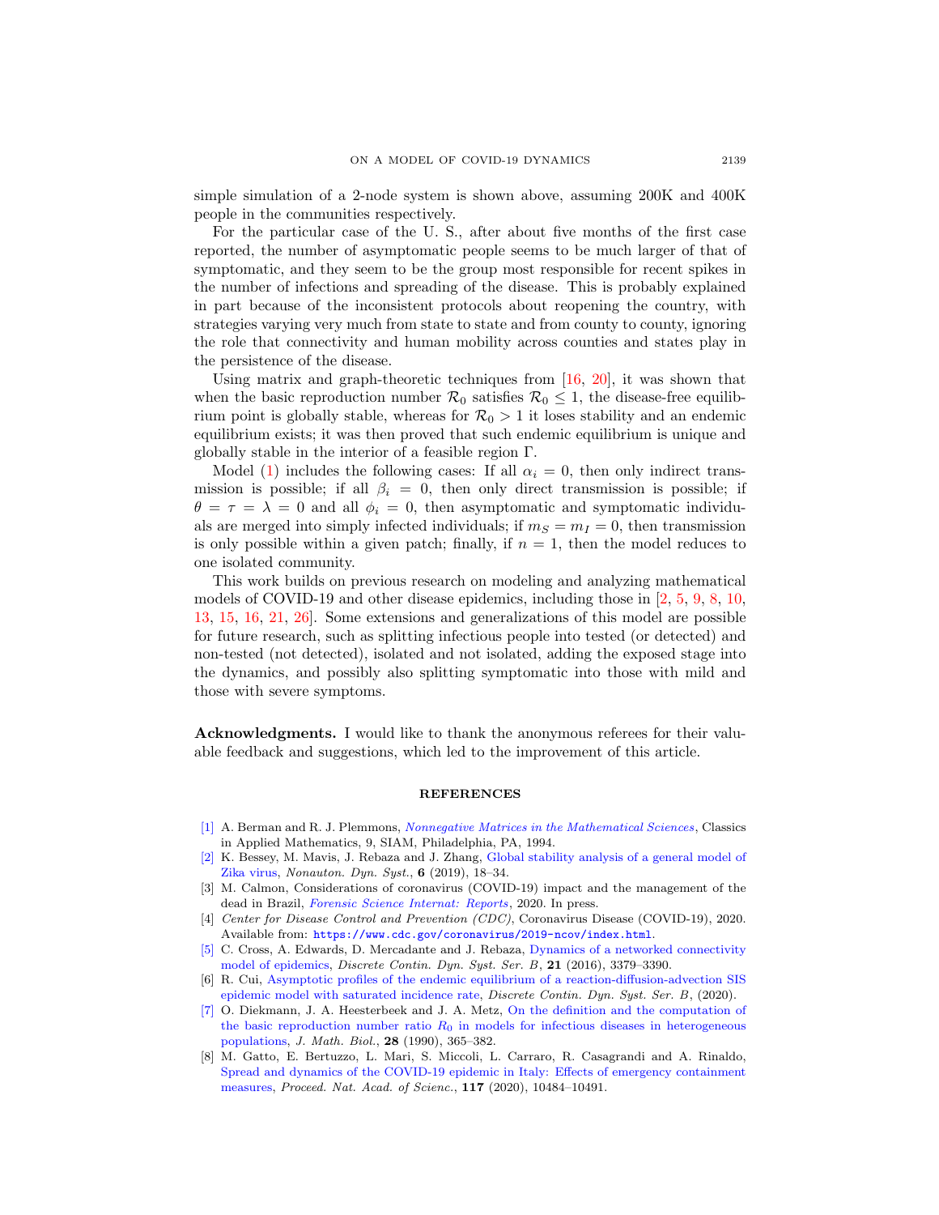simple simulation of a 2-node system is shown above, assuming 200K and 400K people in the communities respectively.

For the particular case of the U. S., after about five months of the first case reported, the number of asymptomatic people seems to be much larger of that of symptomatic, and they seem to be the group most responsible for recent spikes in the number of infections and spreading of the disease. This is probably explained in part because of the inconsistent protocols about reopening the country, with strategies varying very much from state to state and from county to county, ignoring the role that connectivity and human mobility across counties and states play in the persistence of the disease.

Using matrix and graph-theoretic techniques from [16, 20], it was shown that when the basic reproduction number $\mathcal{R}_0$ satisfies $\mathcal{R}_0 \leq 1$, the disease-free equilibrium point is globally stable, whereas for $\mathcal{R}_0 > 1$ it loses stability and an endemic equilibrium exists; it was then proved that such endemic equilibrium is unique and globally stable in the interior of a feasible region $\Gamma$.

Model (1) includes the following cases: If all $\alpha_i = 0$, then only indirect transmission is possible; if all $\beta_i = 0$, then only direct transmission is possible; if $\theta = \tau = \lambda = 0$ and all $\phi_i = 0$, then asymptomatic and symptomatic individuals are merged into simply infected individuals; if $m_S = m_I = 0$, then transmission is only possible within a given patch; finally, if $n = 1$, then the model reduces to one isolated community.

This work builds on previous research on modeling and analyzing mathematical models of COVID-19 and other disease epidemics, including those in [2, 5, 9, 8, 10, 13, 15, 16, 21, 26]. Some extensions and generalizations of this model are possible for future research, such as splitting infectious people into tested (or detected) and non-tested (not detected), isolated and not isolated, adding the exposed stage into the dynamics, and possibly also splitting symptomatic into those with mild and those with severe symptoms.

**Acknowledgments.** I would like to thank the anonymous referees for their valuable feedback and suggestions, which led to the improvement of this article.

## REFERENCES

[1] A. Berman and R. J. Plemmons, *Nonnegative Matrices in the Mathematical Sciences*, Classics in Applied Mathematics, 9, SIAM, Philadelphia, PA, 1994.

[2] K. Bessey, M. Mavis, J. Rebaza and J. Zhang, Global stability analysis of a general model of Zika virus, *Nonauton. Dyn. Syst.*, **6** (2019), 18–34.

[3] M. Calmon, Considerations of coronavirus (COVID-19) impact and the management of the dead in Brazil, *Forensic Science Internat: Reports*, 2020. In press.

[4] *Center for Disease Control and Prevention (CDC)*, Coronavirus Disease (COVID-19), 2020. Available from: `https://www.cdc.gov/coronavirus/2019-ncov/index.html`.

[5] C. Cross, A. Edwards, D. Mercadante and J. Rebaza, Dynamics of a networked connectivity model of epidemics, *Discrete Contin. Dyn. Syst. Ser. B*, **21** (2016), 3379–3390.

[6] R. Cui, Asymptotic profiles of the endemic equilibrium of a reaction-diffusion-advection SIS epidemic model with saturated incidence rate, *Discrete Contin. Dyn. Syst. Ser. B*, (2020).

[7] O. Diekmann, J. A. Heesterbeek and J. A. Metz, On the definition and the computation of the basic reproduction number ratio $R_0$ in models for infectious diseases in heterogeneous populations, *J. Math. Biol.*, **28** (1990), 365–382.

[8] M. Gatto, E. Bertuzzo, L. Mari, S. Miccoli, L. Carraro, R. Casagrandi and A. Rinaldo, Spread and dynamics of the COVID-19 epidemic in Italy: Effects of emergency containment measures, *Proceed. Nat. Acad. of Scienc.*, **117** (2020), 10484–10491.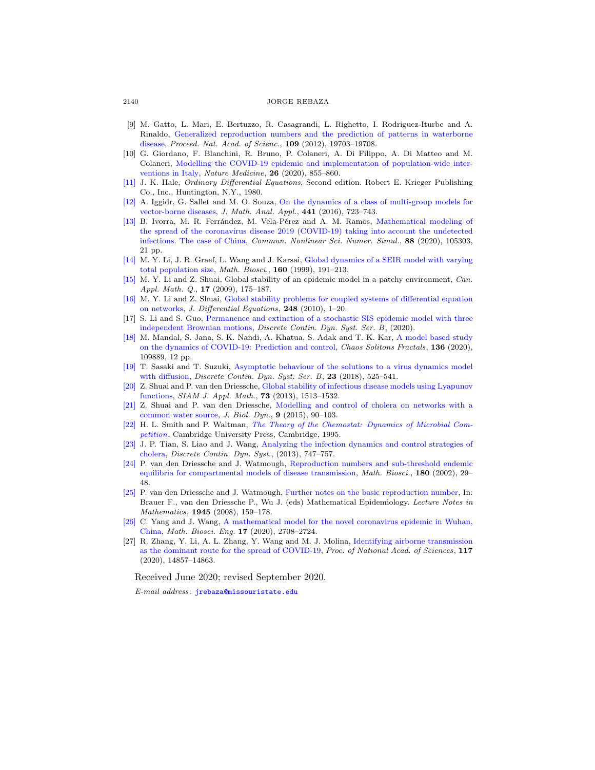[9] M. Gatto, L. Mari, E. Bertuzzo, R. Casagrandi, L. Righetto, I. Rodriguez-Iturbe and A. Rinaldo, Generalized reproduction numbers and the prediction of patterns in waterborne disease, *Proceed. Nat. Acad. of Scienc.*, **109** (2012), 19703–19708.

[10] G. Giordano, F. Blanchini, R. Bruno, P. Colaneri, A. Di Filippo, A. Di Matteo and M. Colaneri, Modelling the COVID-19 epidemic and implementation of population-wide interventions in Italy, *Nature Medicine*, **26** (2020), 855–860.

[11] J. K. Hale, *Ordinary Differential Equations*, Second edition. Robert E. Krieger Publishing Co., Inc., Huntington, N.Y., 1980.

[12] A. Iggidr, G. Sallet and M. O. Souza, On the dynamics of a class of multi-group models for vector-borne diseases, *J. Math. Anal. Appl.*, **441** (2016), 723–743.

[13] B. Ivorra, M. R. Ferrández, M. Vela-Pérez and A. M. Ramos, Mathematical modeling of the spread of the coronavirus disease 2019 (COVID-19) taking into account the undetected infections. The case of China, *Commun. Nonlinear Sci. Numer. Simul.*, **88** (2020), 105303, 21 pp.

[14] M. Y. Li, J. R. Graef, L. Wang and J. Karsai, Global dynamics of a SEIR model with varying total population size, *Math. Biosci.*, **160** (1999), 191–213.

[15] M. Y. Li and Z. Shuai, Global stability of an epidemic model in a patchy environment, *Can. Appl. Math. Q.*, **17** (2009), 175–187.

[16] M. Y. Li and Z. Shuai, Global stability problems for coupled systems of differential equation on networks, *J. Differential Equations*, **248** (2010), 1–20.

[17] S. Li and S. Guo, Permanence and extinction of a stochastic SIS epidemic model with three independent Brownian motions, *Discrete Contin. Dyn. Syst. Ser. B*, (2020).

[18] M. Mandal, S. Jana, S. K. Nandi, A. Khatua, S. Adak and T. K. Kar, A model based study on the dynamics of COVID-19: Prediction and control, *Chaos Solitons Fractals*, **136** (2020), 109889, 12 pp.

[19] T. Sasaki and T. Suzuki, Asymptotic behaviour of the solutions to a virus dynamics model with diffusion, *Discrete Contin. Dyn. Syst. Ser. B*, **23** (2018), 525–541.

[20] Z. Shuai and P. van den Driessche, Global stability of infectious disease models using Lyapunov functions, *SIAM J. Appl. Math.*, **73** (2013), 1513–1532.

[21] Z. Shuai and P. van den Driessche, Modelling and control of cholera on networks with a common water source, *J. Biol. Dyn.*, **9** (2015), 90–103.

[22] H. L. Smith and P. Waltman, *The Theory of the Chemostat: Dynamics of Microbial Competition*, Cambridge University Press, Cambridge, 1995.

[23] J. P. Tian, S. Liao and J. Wang, Analyzing the infection dynamics and control strategies of cholera, *Discrete Contin. Dyn. Syst.*, (2013), 747–757.

[24] P. van den Driessche and J. Watmough, Reproduction numbers and sub-threshold endemic equilibria for compartmental models of disease transmission, *Math. Biosci.*, **180** (2002), 29–48.

[25] P. van den Driessche and J. Watmough, Further notes on the basic reproduction number, In: Brauer F., van den Driessche P., Wu J. (eds) Mathematical Epidemiology. *Lecture Notes in Mathematics*, **1945** (2008), 159–178.

[26] C. Yang and J. Wang, A mathematical model for the novel coronavirus epidemic in Wuhan, China, *Math. Biosci. Eng.* **17** (2020), 2708–2724.

[27] R. Zhang, Y. Li, A. L. Zhang, Y. Wang and M. J. Molina, Identifying airborne transmission as the dominant route for the spread of COVID-19, *Proc. of National Acad. of Sciences*, **117** (2020), 14857–14863.

Received June 2020; revised September 2020.

*E-mail address*: jrebaza@missouristate.edu